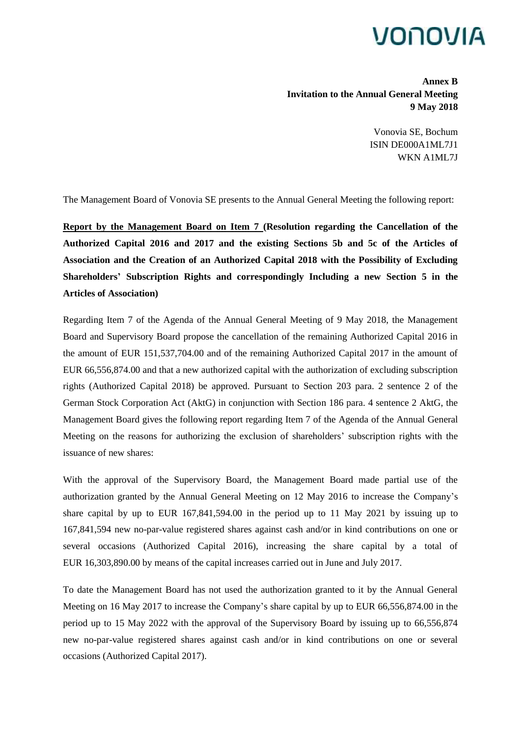**Annex B**
**Invitation to the Annual General Meeting**
**9 May 2018**

Vonovia SE, Bochum
ISIN DE000A1ML7J1
WKN A1ML7J

The Management Board of Vonovia SE presents to the Annual General Meeting the following report:

**Report by the Management Board on Item 7 (Resolution regarding the Cancellation of the Authorized Capital 2016 and 2017 and the existing Sections 5b and 5c of the Articles of Association and the Creation of an Authorized Capital 2018 with the Possibility of Excluding Shareholders' Subscription Rights and correspondingly Including a new Section 5 in the Articles of Association)**

Regarding Item 7 of the Agenda of the Annual General Meeting of 9 May 2018, the Management Board and Supervisory Board propose the cancellation of the remaining Authorized Capital 2016 in the amount of EUR 151,537,704.00 and of the remaining Authorized Capital 2017 in the amount of EUR 66,556,874.00 and that a new authorized capital with the authorization of excluding subscription rights (Authorized Capital 2018) be approved. Pursuant to Section 203 para. 2 sentence 2 of the German Stock Corporation Act (AktG) in conjunction with Section 186 para. 4 sentence 2 AktG, the Management Board gives the following report regarding Item 7 of the Agenda of the Annual General Meeting on the reasons for authorizing the exclusion of shareholders' subscription rights with the issuance of new shares:

With the approval of the Supervisory Board, the Management Board made partial use of the authorization granted by the Annual General Meeting on 12 May 2016 to increase the Company's share capital by up to EUR 167,841,594.00 in the period up to 11 May 2021 by issuing up to 167,841,594 new no-par-value registered shares against cash and/or in kind contributions on one or several occasions (Authorized Capital 2016), increasing the share capital by a total of EUR 16,303,890.00 by means of the capital increases carried out in June and July 2017.

To date the Management Board has not used the authorization granted to it by the Annual General Meeting on 16 May 2017 to increase the Company's share capital by up to EUR 66,556,874.00 in the period up to 15 May 2022 with the approval of the Supervisory Board by issuing up to 66,556,874 new no-par-value registered shares against cash and/or in kind contributions on one or several occasions (Authorized Capital 2017).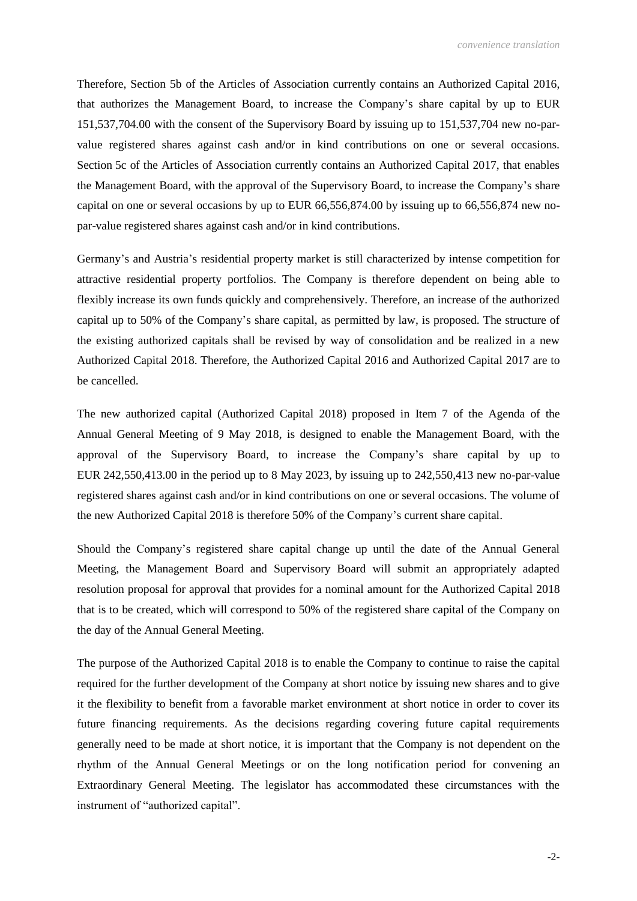Therefore, Section 5b of the Articles of Association currently contains an Authorized Capital 2016, that authorizes the Management Board, to increase the Company's share capital by up to EUR 151,537,704.00 with the consent of the Supervisory Board by issuing up to 151,537,704 new no-par-value registered shares against cash and/or in kind contributions on one or several occasions. Section 5c of the Articles of Association currently contains an Authorized Capital 2017, that enables the Management Board, with the approval of the Supervisory Board, to increase the Company's share capital on one or several occasions by up to EUR 66,556,874.00 by issuing up to 66,556,874 new no-par-value registered shares against cash and/or in kind contributions.

Germany's and Austria's residential property market is still characterized by intense competition for attractive residential property portfolios. The Company is therefore dependent on being able to flexibly increase its own funds quickly and comprehensively. Therefore, an increase of the authorized capital up to 50% of the Company's share capital, as permitted by law, is proposed. The structure of the existing authorized capitals shall be revised by way of consolidation and be realized in a new Authorized Capital 2018. Therefore, the Authorized Capital 2016 and Authorized Capital 2017 are to be cancelled.

The new authorized capital (Authorized Capital 2018) proposed in Item 7 of the Agenda of the Annual General Meeting of 9 May 2018, is designed to enable the Management Board, with the approval of the Supervisory Board, to increase the Company's share capital by up to EUR 242,550,413.00 in the period up to 8 May 2023, by issuing up to 242,550,413 new no-par-value registered shares against cash and/or in kind contributions on one or several occasions. The volume of the new Authorized Capital 2018 is therefore 50% of the Company's current share capital.

Should the Company's registered share capital change up until the date of the Annual General Meeting, the Management Board and Supervisory Board will submit an appropriately adapted resolution proposal for approval that provides for a nominal amount for the Authorized Capital 2018 that is to be created, which will correspond to 50% of the registered share capital of the Company on the day of the Annual General Meeting.

The purpose of the Authorized Capital 2018 is to enable the Company to continue to raise the capital required for the further development of the Company at short notice by issuing new shares and to give it the flexibility to benefit from a favorable market environment at short notice in order to cover its future financing requirements. As the decisions regarding covering future capital requirements generally need to be made at short notice, it is important that the Company is not dependent on the rhythm of the Annual General Meetings or on the long notification period for convening an Extraordinary General Meeting. The legislator has accommodated these circumstances with the instrument of "authorized capital".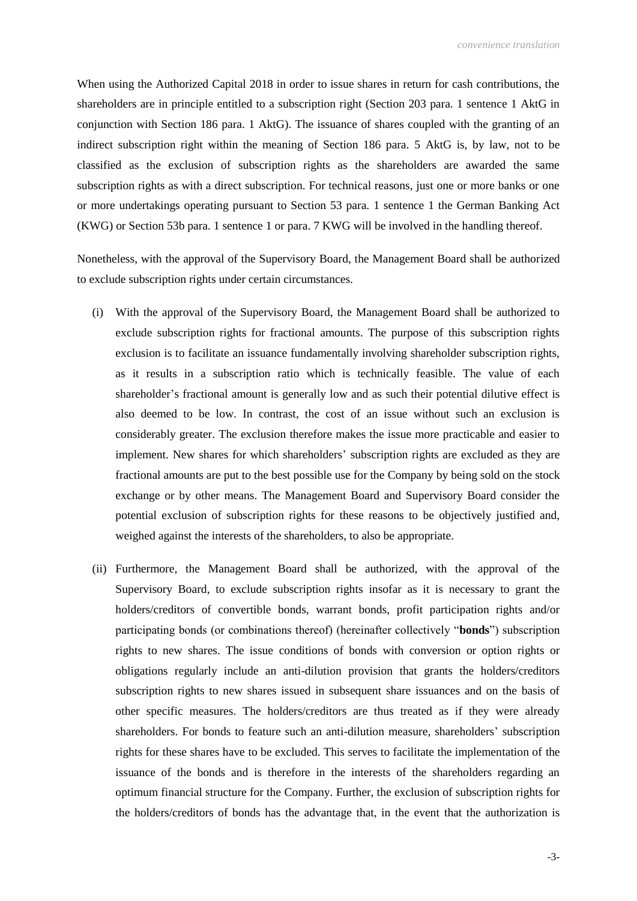When using the Authorized Capital 2018 in order to issue shares in return for cash contributions, the shareholders are in principle entitled to a subscription right (Section 203 para. 1 sentence 1 AktG in conjunction with Section 186 para. 1 AktG). The issuance of shares coupled with the granting of an indirect subscription right within the meaning of Section 186 para. 5 AktG is, by law, not to be classified as the exclusion of subscription rights as the shareholders are awarded the same subscription rights as with a direct subscription. For technical reasons, just one or more banks or one or more undertakings operating pursuant to Section 53 para. 1 sentence 1 the German Banking Act (KWG) or Section 53b para. 1 sentence 1 or para. 7 KWG will be involved in the handling thereof.

Nonetheless, with the approval of the Supervisory Board, the Management Board shall be authorized to exclude subscription rights under certain circumstances.

(i) With the approval of the Supervisory Board, the Management Board shall be authorized to exclude subscription rights for fractional amounts. The purpose of this subscription rights exclusion is to facilitate an issuance fundamentally involving shareholder subscription rights, as it results in a subscription ratio which is technically feasible. The value of each shareholder's fractional amount is generally low and as such their potential dilutive effect is also deemed to be low. In contrast, the cost of an issue without such an exclusion is considerably greater. The exclusion therefore makes the issue more practicable and easier to implement. New shares for which shareholders' subscription rights are excluded as they are fractional amounts are put to the best possible use for the Company by being sold on the stock exchange or by other means. The Management Board and Supervisory Board consider the potential exclusion of subscription rights for these reasons to be objectively justified and, weighed against the interests of the shareholders, to also be appropriate.

(ii) Furthermore, the Management Board shall be authorized, with the approval of the Supervisory Board, to exclude subscription rights insofar as it is necessary to grant the holders/creditors of convertible bonds, warrant bonds, profit participation rights and/or participating bonds (or combinations thereof) (hereinafter collectively "**bonds**") subscription rights to new shares. The issue conditions of bonds with conversion or option rights or obligations regularly include an anti-dilution provision that grants the holders/creditors subscription rights to new shares issued in subsequent share issuances and on the basis of other specific measures. The holders/creditors are thus treated as if they were already shareholders. For bonds to feature such an anti-dilution measure, shareholders' subscription rights for these shares have to be excluded. This serves to facilitate the implementation of the issuance of the bonds and is therefore in the interests of the shareholders regarding an optimum financial structure for the Company. Further, the exclusion of subscription rights for the holders/creditors of bonds has the advantage that, in the event that the authorization is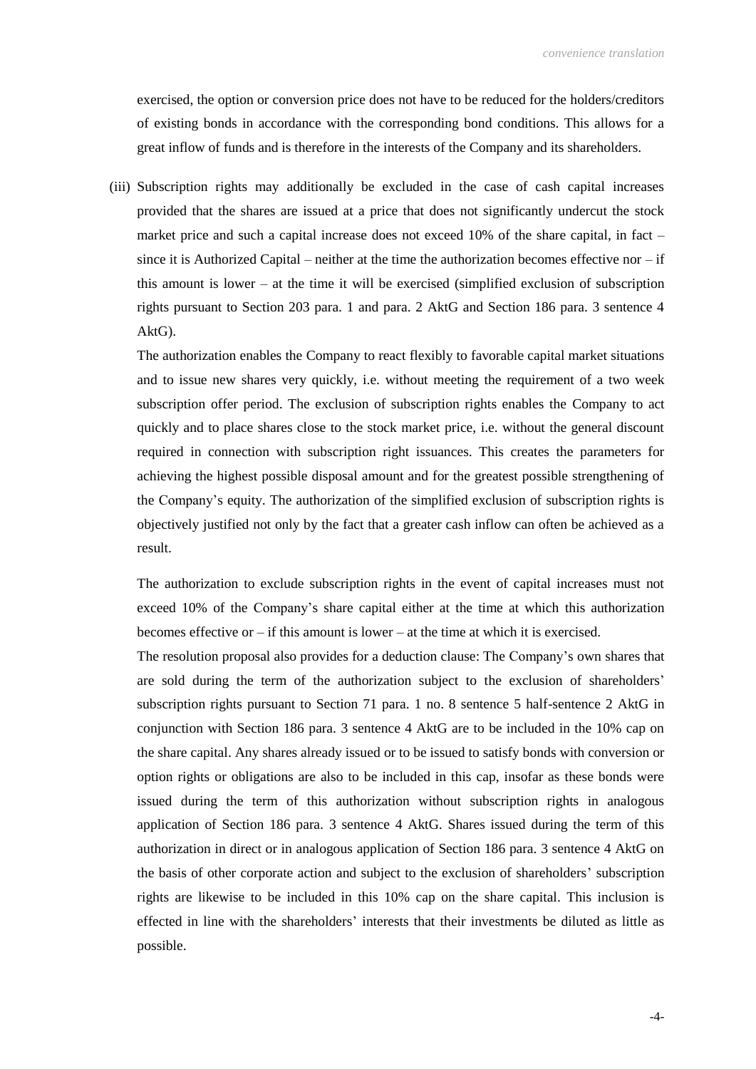exercised, the option or conversion price does not have to be reduced for the holders/creditors of existing bonds in accordance with the corresponding bond conditions. This allows for a great inflow of funds and is therefore in the interests of the Company and its shareholders.

(iii) Subscription rights may additionally be excluded in the case of cash capital increases provided that the shares are issued at a price that does not significantly undercut the stock market price and such a capital increase does not exceed 10% of the share capital, in fact – since it is Authorized Capital – neither at the time the authorization becomes effective nor – if this amount is lower – at the time it will be exercised (simplified exclusion of subscription rights pursuant to Section 203 para. 1 and para. 2 AktG and Section 186 para. 3 sentence 4 AktG).

The authorization enables the Company to react flexibly to favorable capital market situations and to issue new shares very quickly, i.e. without meeting the requirement of a two week subscription offer period. The exclusion of subscription rights enables the Company to act quickly and to place shares close to the stock market price, i.e. without the general discount required in connection with subscription right issuances. This creates the parameters for achieving the highest possible disposal amount and for the greatest possible strengthening of the Company's equity. The authorization of the simplified exclusion of subscription rights is objectively justified not only by the fact that a greater cash inflow can often be achieved as a result.

The authorization to exclude subscription rights in the event of capital increases must not exceed 10% of the Company's share capital either at the time at which this authorization becomes effective or – if this amount is lower – at the time at which it is exercised.

The resolution proposal also provides for a deduction clause: The Company's own shares that are sold during the term of the authorization subject to the exclusion of shareholders' subscription rights pursuant to Section 71 para. 1 no. 8 sentence 5 half-sentence 2 AktG in conjunction with Section 186 para. 3 sentence 4 AktG are to be included in the 10% cap on the share capital. Any shares already issued or to be issued to satisfy bonds with conversion or option rights or obligations are also to be included in this cap, insofar as these bonds were issued during the term of this authorization without subscription rights in analogous application of Section 186 para. 3 sentence 4 AktG. Shares issued during the term of this authorization in direct or in analogous application of Section 186 para. 3 sentence 4 AktG on the basis of other corporate action and subject to the exclusion of shareholders' subscription rights are likewise to be included in this 10% cap on the share capital. This inclusion is effected in line with the shareholders' interests that their investments be diluted as little as possible.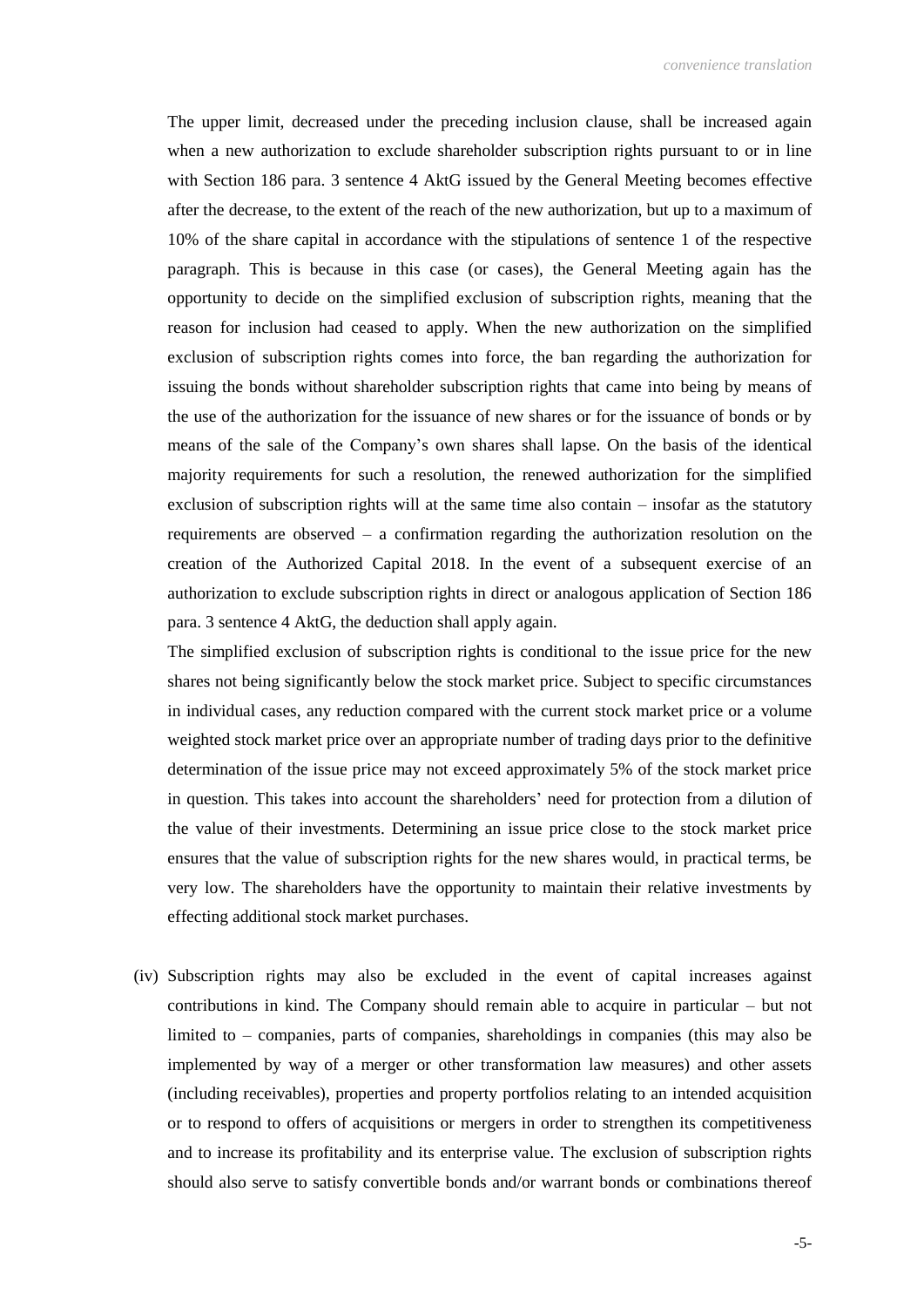The upper limit, decreased under the preceding inclusion clause, shall be increased again when a new authorization to exclude shareholder subscription rights pursuant to or in line with Section 186 para. 3 sentence 4 AktG issued by the General Meeting becomes effective after the decrease, to the extent of the reach of the new authorization, but up to a maximum of 10% of the share capital in accordance with the stipulations of sentence 1 of the respective paragraph. This is because in this case (or cases), the General Meeting again has the opportunity to decide on the simplified exclusion of subscription rights, meaning that the reason for inclusion had ceased to apply. When the new authorization on the simplified exclusion of subscription rights comes into force, the ban regarding the authorization for issuing the bonds without shareholder subscription rights that came into being by means of the use of the authorization for the issuance of new shares or for the issuance of bonds or by means of the sale of the Company's own shares shall lapse. On the basis of the identical majority requirements for such a resolution, the renewed authorization for the simplified exclusion of subscription rights will at the same time also contain – insofar as the statutory requirements are observed – a confirmation regarding the authorization resolution on the creation of the Authorized Capital 2018. In the event of a subsequent exercise of an authorization to exclude subscription rights in direct or analogous application of Section 186 para. 3 sentence 4 AktG, the deduction shall apply again.

The simplified exclusion of subscription rights is conditional to the issue price for the new shares not being significantly below the stock market price. Subject to specific circumstances in individual cases, any reduction compared with the current stock market price or a volume weighted stock market price over an appropriate number of trading days prior to the definitive determination of the issue price may not exceed approximately 5% of the stock market price in question. This takes into account the shareholders' need for protection from a dilution of the value of their investments. Determining an issue price close to the stock market price ensures that the value of subscription rights for the new shares would, in practical terms, be very low. The shareholders have the opportunity to maintain their relative investments by effecting additional stock market purchases.

(iv) Subscription rights may also be excluded in the event of capital increases against contributions in kind. The Company should remain able to acquire in particular – but not limited to – companies, parts of companies, shareholdings in companies (this may also be implemented by way of a merger or other transformation law measures) and other assets (including receivables), properties and property portfolios relating to an intended acquisition or to respond to offers of acquisitions or mergers in order to strengthen its competitiveness and to increase its profitability and its enterprise value. The exclusion of subscription rights should also serve to satisfy convertible bonds and/or warrant bonds or combinations thereof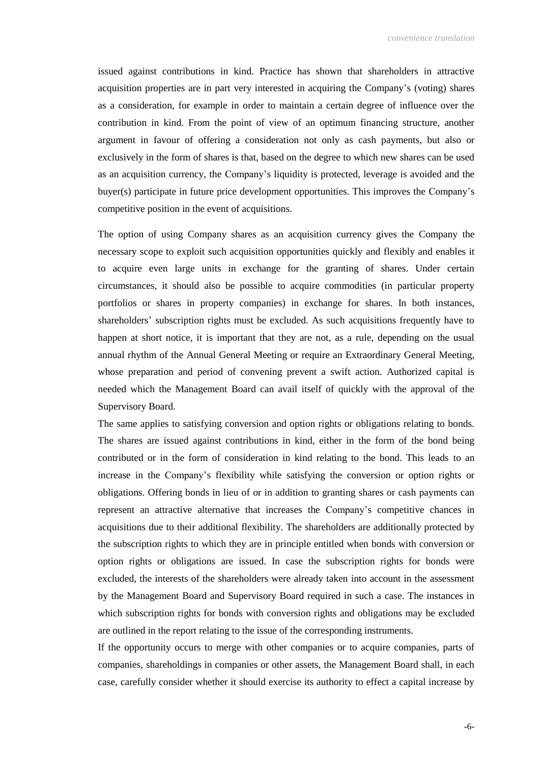issued against contributions in kind. Practice has shown that shareholders in attractive acquisition properties are in part very interested in acquiring the Company's (voting) shares as a consideration, for example in order to maintain a certain degree of influence over the contribution in kind. From the point of view of an optimum financing structure, another argument in favour of offering a consideration not only as cash payments, but also or exclusively in the form of shares is that, based on the degree to which new shares can be used as an acquisition currency, the Company's liquidity is protected, leverage is avoided and the buyer(s) participate in future price development opportunities. This improves the Company's competitive position in the event of acquisitions.

The option of using Company shares as an acquisition currency gives the Company the necessary scope to exploit such acquisition opportunities quickly and flexibly and enables it to acquire even large units in exchange for the granting of shares. Under certain circumstances, it should also be possible to acquire commodities (in particular property portfolios or shares in property companies) in exchange for shares. In both instances, shareholders' subscription rights must be excluded. As such acquisitions frequently have to happen at short notice, it is important that they are not, as a rule, depending on the usual annual rhythm of the Annual General Meeting or require an Extraordinary General Meeting, whose preparation and period of convening prevent a swift action. Authorized capital is needed which the Management Board can avail itself of quickly with the approval of the Supervisory Board.

The same applies to satisfying conversion and option rights or obligations relating to bonds. The shares are issued against contributions in kind, either in the form of the bond being contributed or in the form of consideration in kind relating to the bond. This leads to an increase in the Company's flexibility while satisfying the conversion or option rights or obligations. Offering bonds in lieu of or in addition to granting shares or cash payments can represent an attractive alternative that increases the Company's competitive chances in acquisitions due to their additional flexibility. The shareholders are additionally protected by the subscription rights to which they are in principle entitled when bonds with conversion or option rights or obligations are issued. In case the subscription rights for bonds were excluded, the interests of the shareholders were already taken into account in the assessment by the Management Board and Supervisory Board required in such a case. The instances in which subscription rights for bonds with conversion rights and obligations may be excluded are outlined in the report relating to the issue of the corresponding instruments.

If the opportunity occurs to merge with other companies or to acquire companies, parts of companies, shareholdings in companies or other assets, the Management Board shall, in each case, carefully consider whether it should exercise its authority to effect a capital increase by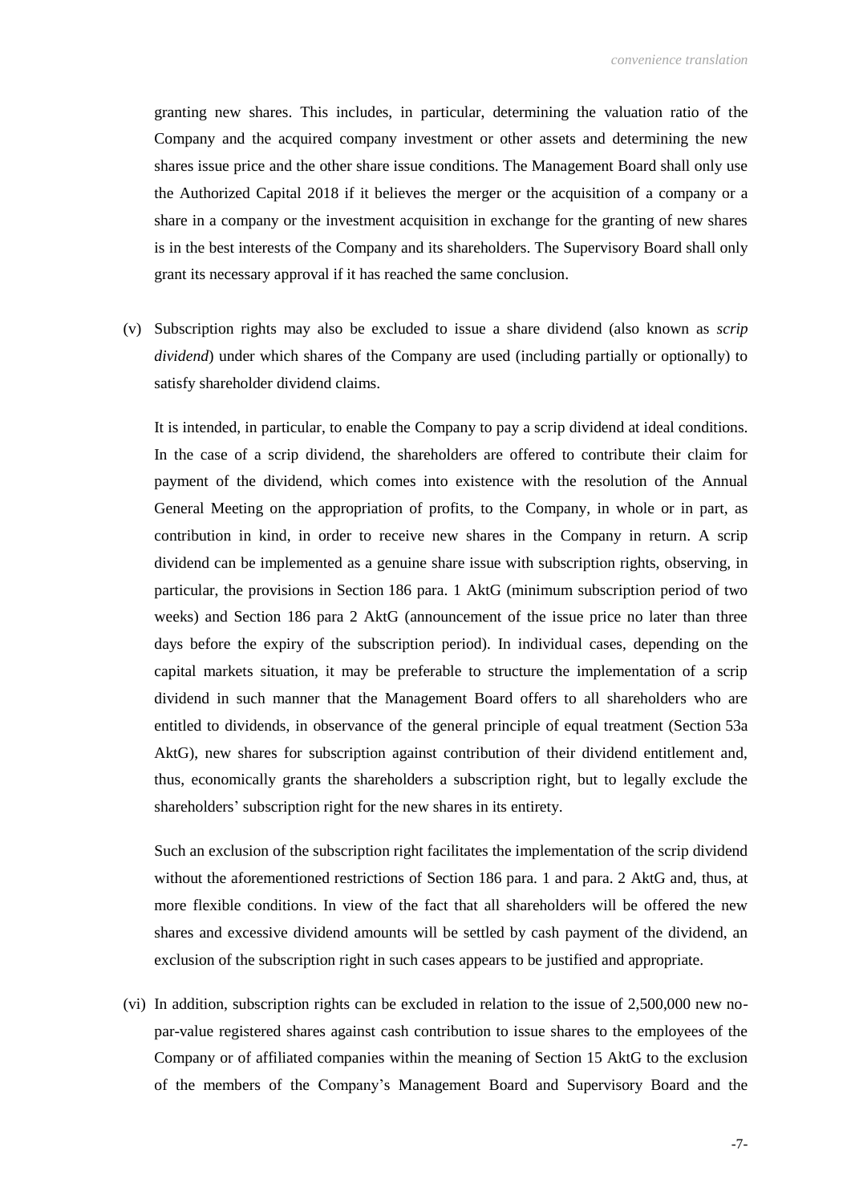granting new shares. This includes, in particular, determining the valuation ratio of the Company and the acquired company investment or other assets and determining the new shares issue price and the other share issue conditions. The Management Board shall only use the Authorized Capital 2018 if it believes the merger or the acquisition of a company or a share in a company or the investment acquisition in exchange for the granting of new shares is in the best interests of the Company and its shareholders. The Supervisory Board shall only grant its necessary approval if it has reached the same conclusion.

(v) Subscription rights may also be excluded to issue a share dividend (also known as *scrip dividend*) under which shares of the Company are used (including partially or optionally) to satisfy shareholder dividend claims.

It is intended, in particular, to enable the Company to pay a scrip dividend at ideal conditions. In the case of a scrip dividend, the shareholders are offered to contribute their claim for payment of the dividend, which comes into existence with the resolution of the Annual General Meeting on the appropriation of profits, to the Company, in whole or in part, as contribution in kind, in order to receive new shares in the Company in return. A scrip dividend can be implemented as a genuine share issue with subscription rights, observing, in particular, the provisions in Section 186 para. 1 AktG (minimum subscription period of two weeks) and Section 186 para 2 AktG (announcement of the issue price no later than three days before the expiry of the subscription period). In individual cases, depending on the capital markets situation, it may be preferable to structure the implementation of a scrip dividend in such manner that the Management Board offers to all shareholders who are entitled to dividends, in observance of the general principle of equal treatment (Section 53a AktG), new shares for subscription against contribution of their dividend entitlement and, thus, economically grants the shareholders a subscription right, but to legally exclude the shareholders' subscription right for the new shares in its entirety.

Such an exclusion of the subscription right facilitates the implementation of the scrip dividend without the aforementioned restrictions of Section 186 para. 1 and para. 2 AktG and, thus, at more flexible conditions. In view of the fact that all shareholders will be offered the new shares and excessive dividend amounts will be settled by cash payment of the dividend, an exclusion of the subscription right in such cases appears to be justified and appropriate.

(vi) In addition, subscription rights can be excluded in relation to the issue of 2,500,000 new no-par-value registered shares against cash contribution to issue shares to the employees of the Company or of affiliated companies within the meaning of Section 15 AktG to the exclusion of the members of the Company's Management Board and Supervisory Board and the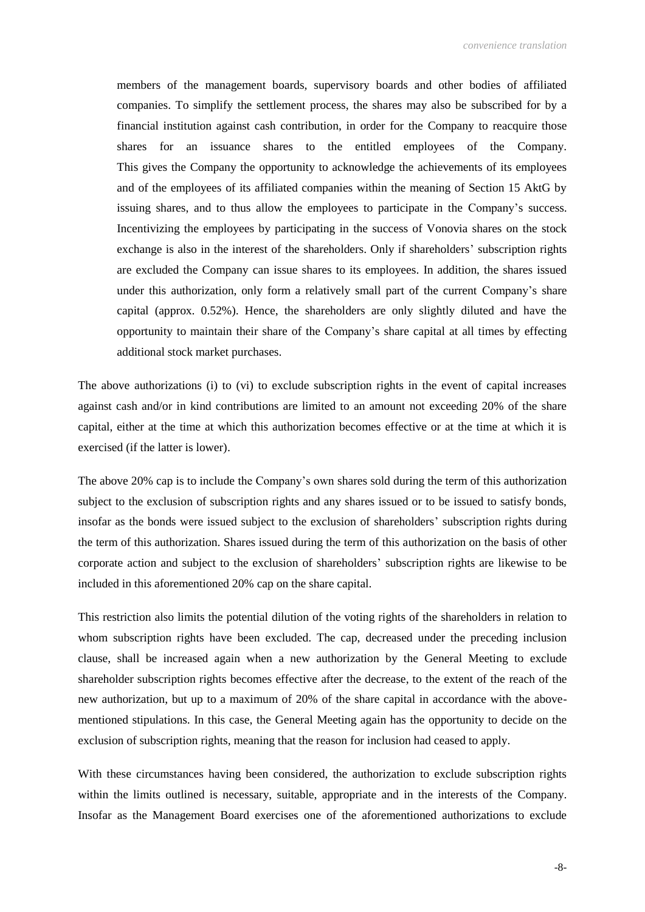members of the management boards, supervisory boards and other bodies of affiliated companies. To simplify the settlement process, the shares may also be subscribed for by a financial institution against cash contribution, in order for the Company to reacquire those shares for an issuance shares to the entitled employees of the Company. This gives the Company the opportunity to acknowledge the achievements of its employees and of the employees of its affiliated companies within the meaning of Section 15 AktG by issuing shares, and to thus allow the employees to participate in the Company's success. Incentivizing the employees by participating in the success of Vonovia shares on the stock exchange is also in the interest of the shareholders. Only if shareholders' subscription rights are excluded the Company can issue shares to its employees. In addition, the shares issued under this authorization, only form a relatively small part of the current Company's share capital (approx. 0.52%). Hence, the shareholders are only slightly diluted and have the opportunity to maintain their share of the Company's share capital at all times by effecting additional stock market purchases.

The above authorizations (i) to (vi) to exclude subscription rights in the event of capital increases against cash and/or in kind contributions are limited to an amount not exceeding 20% of the share capital, either at the time at which this authorization becomes effective or at the time at which it is exercised (if the latter is lower).

The above 20% cap is to include the Company's own shares sold during the term of this authorization subject to the exclusion of subscription rights and any shares issued or to be issued to satisfy bonds, insofar as the bonds were issued subject to the exclusion of shareholders' subscription rights during the term of this authorization. Shares issued during the term of this authorization on the basis of other corporate action and subject to the exclusion of shareholders' subscription rights are likewise to be included in this aforementioned 20% cap on the share capital.

This restriction also limits the potential dilution of the voting rights of the shareholders in relation to whom subscription rights have been excluded. The cap, decreased under the preceding inclusion clause, shall be increased again when a new authorization by the General Meeting to exclude shareholder subscription rights becomes effective after the decrease, to the extent of the reach of the new authorization, but up to a maximum of 20% of the share capital in accordance with the above-mentioned stipulations. In this case, the General Meeting again has the opportunity to decide on the exclusion of subscription rights, meaning that the reason for inclusion had ceased to apply.

With these circumstances having been considered, the authorization to exclude subscription rights within the limits outlined is necessary, suitable, appropriate and in the interests of the Company. Insofar as the Management Board exercises one of the aforementioned authorizations to exclude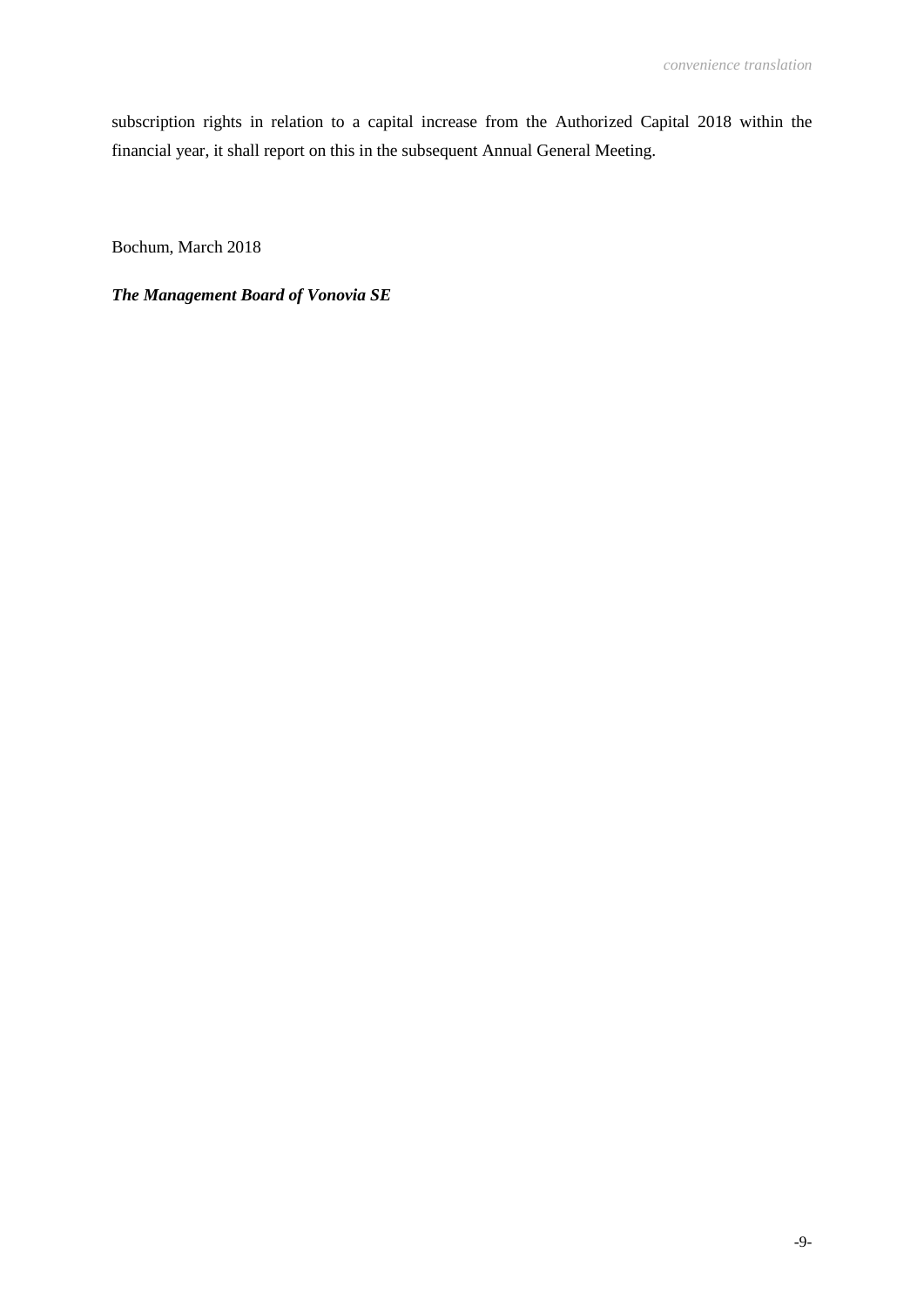subscription rights in relation to a capital increase from the Authorized Capital 2018 within the financial year, it shall report on this in the subsequent Annual General Meeting.

Bochum, March 2018

***The Management Board of Vonovia SE***